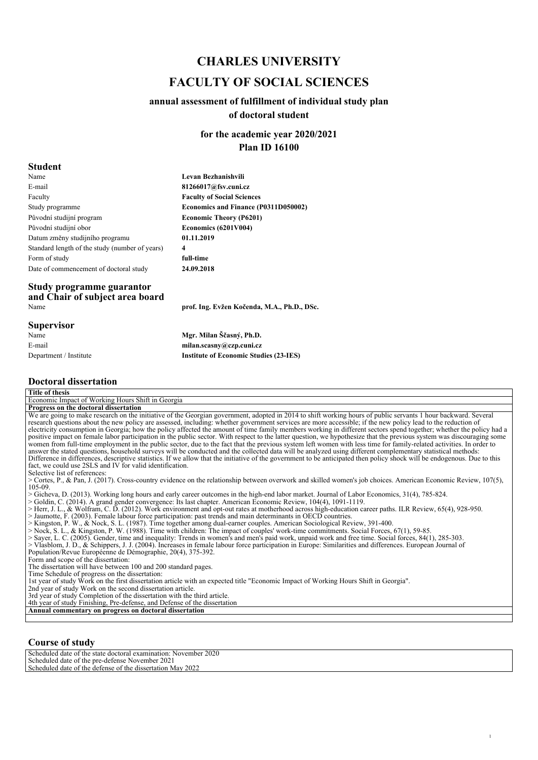# CHARLES UNIVERSITY

# FACULTY OF SOCIAL SCIENCES

### annual assessment of fulfillment of individual study plan of doctoral student

### for the academic year 2020/2021
### Plan ID 16100

## Student

| | |
|---|---|
| Name | **Levan Bezhanishvili** |
| E-mail | **81266017@fsv.cuni.cz** |
| Faculty | **Faculty of Social Sciences** |
| Study programme | **Economics and Finance (P0311D050002)** |
| Původní studijní program | **Economic Theory (P6201)** |
| Původní studijní obor | **Economics (6201V004)** |
| Datum změny studijního programu | **01.11.2019** |
| Standard length of the study (number of years) | **4** |
| Form of study | **full-time** |
| Date of commencement of doctoral study | **24.09.2018** |

## Study programme guarantor and Chair of subject area board

| | |
|---|---|
| Name | **prof. Ing. Evžen Kočenda, M.A., Ph.D., DSc.** |

## Supervisor

| | |
|---|---|
| Name | **Mgr. Milan Ščasný, Ph.D.** |
| E-mail | **milan.scasny@czp.cuni.cz** |
| Department / Institute | **Institute of Economic Studies (23-IES)** |

## Doctoral dissertation

**Title of thesis**

Economic Impact of Working Hours Shift in Georgia

**Progress on the doctoral dissertation**

We are going to make research on the initiative of the Georgian government, adopted in 2014 to shift working hours of public servants 1 hour backward. Several research questions about the new policy are assessed, including: whether government services are more accessible; if the new policy lead to the reduction of electricity consumption in Georgia; how the policy affected the amount of time family members working in different sectors spend together; whether the policy had a positive impact on female labor participation in the public sector. With respect to the latter question, we hypothesize that the previous system was discouraging some women from full-time employment in the public sector, due to the fact that the previous system left women with less time for family-related activities. In order to answer the stated questions, household surveys will be conducted and the collected data will be analyzed using different complementary statistical methods: Difference in differences, descriptive statistics. If we allow that the initiative of the government to be anticipated then policy shock will be endogenous. Due to this fact, we could use 2SLS and IV for valid identification.

Selective list of references:

> Cortes, P., & Pan, J. (2017). Cross-country evidence on the relationship between overwork and skilled women's job choices. American Economic Review, 107(5), 105-09.
> Gicheva, D. (2013). Working long hours and early career outcomes in the high-end labor market. Journal of Labor Economics, 31(4), 785-824.
> Goldin, C. (2014). A grand gender convergence: Its last chapter. American Economic Review, 104(4), 1091-1119.
> Herr, J. L., & Wolfram, C. D. (2012). Work environment and opt-out rates at motherhood across high-education career paths. ILR Review, 65(4), 928-950.
> Jaumotte, F. (2003). Female labour force participation: past trends and main determinants in OECD countries.
> Kingston, P. W., & Nock, S. L. (1987). Time together among dual-earner couples. American Sociological Review, 391-400.
> Nock, S. L., & Kingston, P. W. (1988). Time with children: The impact of couples' work-time commitments. Social Forces, 67(1), 59-85.
> Sayer, L. C. (2005). Gender, time and inequality: Trends in women's and men's paid work, unpaid work and free time. Social forces, 84(1), 285-303.
> Vlasblom, J. D., & Schippers, J. J. (2004). Increases in female labour force participation in Europe: Similarities and differences. European Journal of Population/Revue Européenne de Démographie, 20(4), 375-392.

Form and scope of the dissertation:
The dissertation will have between 100 and 200 standard pages.

Time Schedule of progress on the dissertation:
1st year of study Work on the first dissertation article with an expected title "Economic Impact of Working Hours Shift in Georgia".
2nd year of study Work on the second dissertation article.
3rd year of study Completion of the dissertation with the third article.
4th year of study Finishing, Pre-defense, and Defense of the dissertation

**Annual commentary on progress on doctoral dissertation**

## Course of study

Scheduled date of the state doctoral examination: November 2020
Scheduled date of the pre-defense November 2021
Scheduled date of the defense of the dissertation May 2022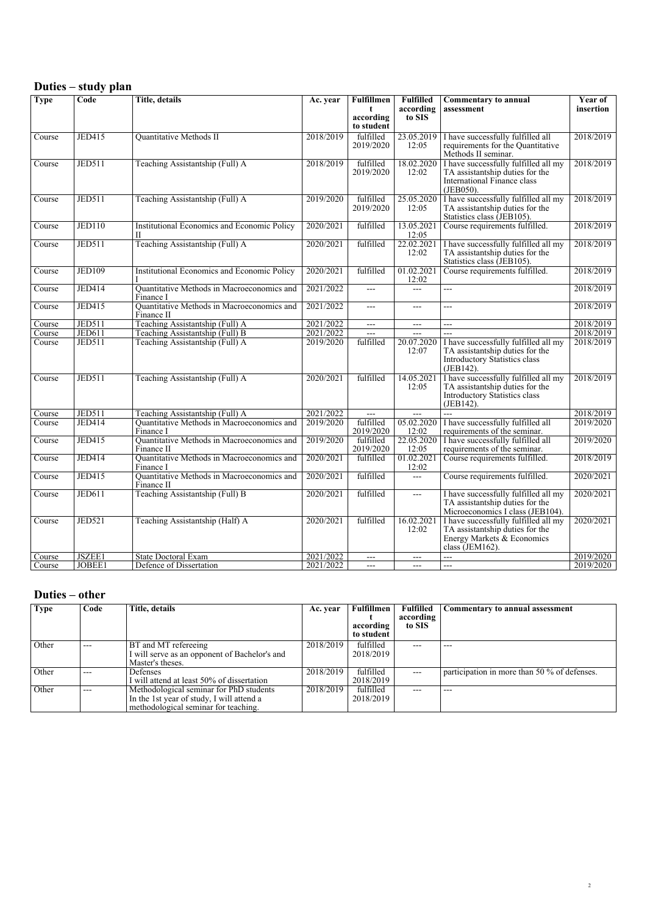## Duties – study plan

| Type | Code | Title, details | Ac. year | Fulfillment according to student | Fulfilled according to SIS | Commentary to annual assessment | Year of insertion |
|---|---|---|---|---|---|---|---|
| Course | JED415 | Quantitative Methods II | 2018/2019 | fulfilled 2019/2020 | 23.05.2019 12:05 | I have successfully fulfilled all requirements for the Quantitative Methods II seminar. | 2018/2019 |
| Course | JED511 | Teaching Assistantship (Full) A | 2018/2019 | fulfilled 2019/2020 | 18.02.2020 12:02 | I have successfully fulfilled all my TA assistantship duties for the International Finance class (JEB050). | 2018/2019 |
| Course | JED511 | Teaching Assistantship (Full) A | 2019/2020 | fulfilled 2019/2020 | 25.05.2020 12:05 | I have successfully fulfilled all my TA assistantship duties for the Statistics class (JEB105). | 2018/2019 |
| Course | JED110 | Institutional Economics and Economic Policy II | 2020/2021 | fulfilled | 13.05.2021 12:05 | Course requirements fulfilled. | 2018/2019 |
| Course | JED511 | Teaching Assistantship (Full) A | 2020/2021 | fulfilled | 22.02.2021 12:02 | I have successfully fulfilled all my TA assistantship duties for the Statistics class (JEB105). | 2018/2019 |
| Course | JED109 | Institutional Economics and Economic Policy I | 2020/2021 | fulfilled | 01.02.2021 12:02 | Course requirements fulfilled. | 2018/2019 |
| Course | JED414 | Quantitative Methods in Macroeconomics and Finance I | 2021/2022 | --- | --- | --- | 2018/2019 |
| Course | JED415 | Quantitative Methods in Macroeconomics and Finance II | 2021/2022 | --- | --- | --- | 2018/2019 |
| Course | JED511 | Teaching Assistantship (Full) A | 2021/2022 | --- | --- | --- | 2018/2019 |
| Course | JED611 | Teaching Assistantship (Full) B | 2021/2022 | --- | --- | --- | 2018/2019 |
| Course | JED511 | Teaching Assistantship (Full) A | 2019/2020 | fulfilled | 20.07.2020 12:07 | I have successfully fulfilled all my TA assistantship duties for the Introductory Statistics class (JEB142). | 2018/2019 |
| Course | JED511 | Teaching Assistantship (Full) A | 2020/2021 | fulfilled | 14.05.2021 12:05 | I have successfully fulfilled all my TA assistantship duties for the Introductory Statistics class (JEB142). | 2018/2019 |
| Course | JED511 | Teaching Assistantship (Full) A | 2021/2022 | --- | --- | --- | 2018/2019 |
| Course | JED414 | Quantitative Methods in Macroeconomics and Finance I | 2019/2020 | fulfilled 2019/2020 | 05.02.2020 12:02 | I have successfully fulfilled all requirements of the seminar. | 2019/2020 |
| Course | JED415 | Quantitative Methods in Macroeconomics and Finance II | 2019/2020 | fulfilled 2019/2020 | 22.05.2020 12:05 | I have successfully fulfilled all requirements of the seminar. | 2019/2020 |
| Course | JED414 | Quantitative Methods in Macroeconomics and Finance I | 2020/2021 | fulfilled | 01.02.2021 12:02 | Course requirements fulfilled. | 2018/2019 |
| Course | JED415 | Quantitative Methods in Macroeconomics and Finance II | 2020/2021 | fulfilled | --- | Course requirements fulfilled. | 2020/2021 |
| Course | JED611 | Teaching Assistantship (Full) B | 2020/2021 | fulfilled | --- | I have successfully fulfilled all my TA assistantship duties for the Microeconomics I class (JEB104). | 2020/2021 |
| Course | JED521 | Teaching Assistantship (Half) A | 2020/2021 | fulfilled | 16.02.2021 12:02 | I have successfully fulfilled all my TA assistantship duties for the Energy Markets & Economics class (JEM162). | 2020/2021 |
| Course | JSZEE1 | State Doctoral Exam | 2021/2022 | --- | --- | --- | 2019/2020 |
| Course | JOBEE1 | Defence of Dissertation | 2021/2022 | --- | --- | --- | 2019/2020 |

## Duties – other

| Type | Code | Title, details | Ac. year | Fulfillment according to student | Fulfilled according to SIS | Commentary to annual assessment |
|---|---|---|---|---|---|---|
| Other | --- | BT and MT refereeing<br>I will serve as an opponent of Bachelor's and Master's theses. | 2018/2019 | fulfilled 2018/2019 | --- | --- |
| Other | --- | Defenses<br>I will attend at least 50% of dissertation | 2018/2019 | fulfilled 2018/2019 | --- | participation in more than 50 % of defenses. |
| Other | --- | Methodological seminar for PhD students<br>In the 1st year of study, I will attend a methodological seminar for teaching. | 2018/2019 | fulfilled 2018/2019 | --- | --- |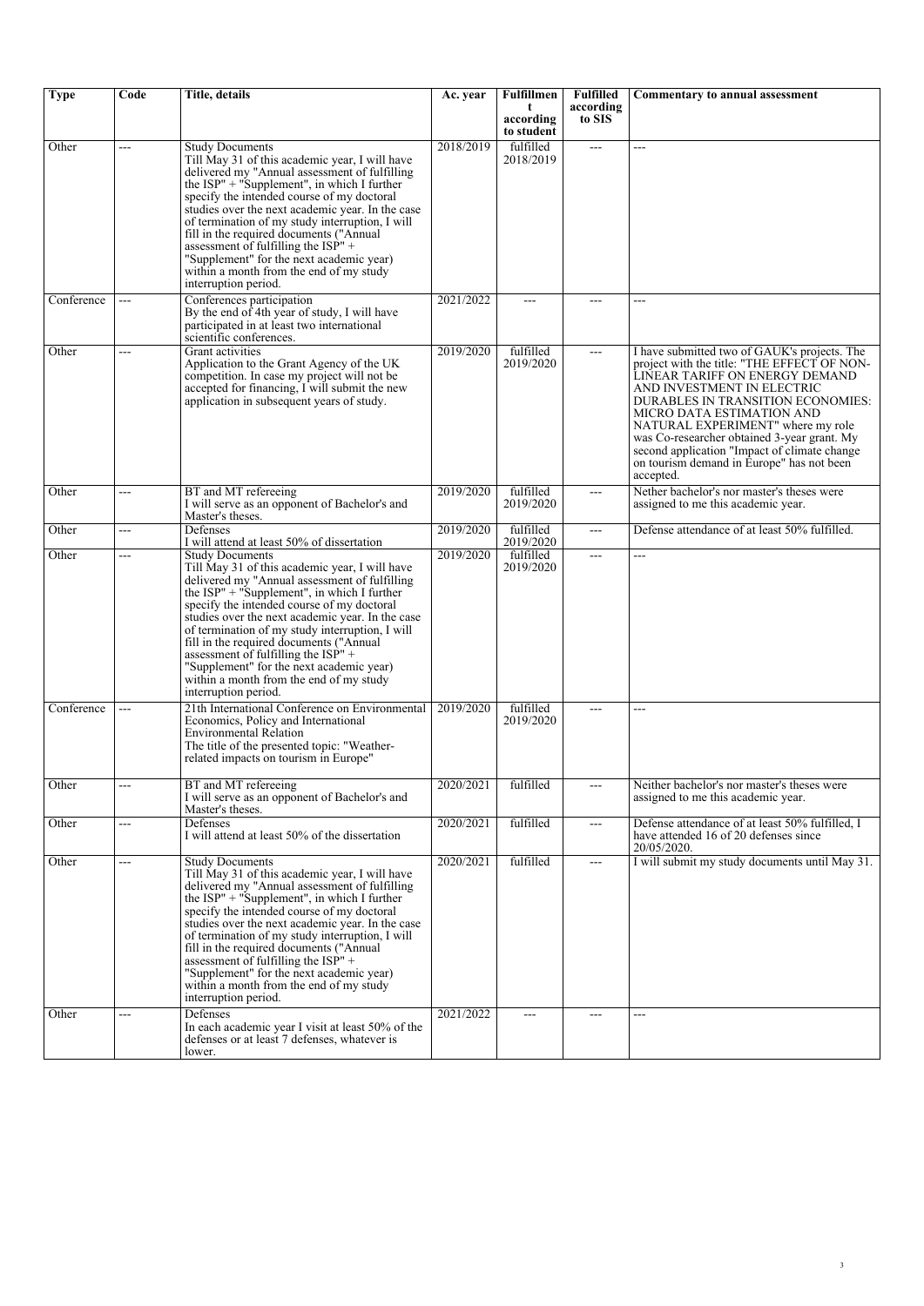| Type | Code | Title, details | Ac. year | Fulfillment according to student | Fulfilled according to SIS | Commentary to annual assessment |
|---|---|---|---|---|---|---|
| Other | --- | Study Documents<br>Till May 31 of this academic year, I will have delivered my "Annual assessment of fulfilling the ISP" + "Supplement", in which I further specify the intended course of my doctoral studies over the next academic year. In the case of termination of my study interruption, I will fill in the required documents ("Annual assessment of fulfilling the ISP" + "Supplement" for the next academic year) within a month from the end of my study interruption period. | 2018/2019 | fulfilled 2018/2019 | --- | --- |
| Conference | --- | Conferences participation<br>By the end of 4th year of study, I will have participated in at least two international scientific conferences. | 2021/2022 | --- | --- | --- |
| Other | --- | Grant activities<br>Application to the Grant Agency of the UK competition. In case my project will not be accepted for financing, I will submit the new application in subsequent years of study. | 2019/2020 | fulfilled 2019/2020 | --- | I have submitted two of GAUK's projects. The project with the title: "THE EFFECT OF NON-LINEAR TARIFF ON ENERGY DEMAND AND INVESTMENT IN ELECTRIC DURABLES IN TRANSITION ECONOMIES: MICRO DATA ESTIMATION AND NATURAL EXPERIMENT" where my role was Co-researcher obtained 3-year grant. My second application "Impact of climate change on tourism demand in Europe" has not been accepted. |
| Other | --- | BT and MT refereeing<br>I will serve as an opponent of Bachelor's and Master's theses. | 2019/2020 | fulfilled 2019/2020 | --- | Nether bachelor's nor master's theses were assigned to me this academic year. |
| Other | --- | Defenses<br>I will attend at least 50% of dissertation | 2019/2020 | fulfilled 2019/2020 | --- | Defense attendance of at least 50% fulfilled. |
| Other | --- | Study Documents<br>Till May 31 of this academic year, I will have delivered my "Annual assessment of fulfilling the ISP" + "Supplement", in which I further specify the intended course of my doctoral studies over the next academic year. In the case of termination of my study interruption, I will fill in the required documents ("Annual assessment of fulfilling the ISP" + "Supplement" for the next academic year) within a month from the end of my study interruption period. | 2019/2020 | fulfilled 2019/2020 | --- | --- |
| Conference | --- | 21th International Conference on Environmental Economics, Policy and International Environmental Relation<br>The title of the presented topic: "Weather-related impacts on tourism in Europe" | 2019/2020 | fulfilled 2019/2020 | --- | --- |
| Other | --- | BT and MT refereeing<br>I will serve as an opponent of Bachelor's and Master's theses. | 2020/2021 | fulfilled | --- | Neither bachelor's nor master's theses were assigned to me this academic year. |
| Other | --- | Defenses<br>I will attend at least 50% of the dissertation | 2020/2021 | fulfilled | --- | Defense attendance of at least 50% fulfilled, I have attended 16 of 20 defenses since 20/05/2020. |
| Other | --- | Study Documents<br>Till May 31 of this academic year, I will have delivered my "Annual assessment of fulfilling the ISP" + "Supplement", in which I further specify the intended course of my doctoral studies over the next academic year. In the case of termination of my study interruption, I will fill in the required documents ("Annual assessment of fulfilling the ISP" + "Supplement" for the next academic year) within a month from the end of my study interruption period. | 2020/2021 | fulfilled | --- | I will submit my study documents until May 31. |
| Other | --- | Defenses<br>In each academic year I visit at least 50% of the defenses or at least 7 defenses, whatever is lower. | 2021/2022 | --- | --- | --- |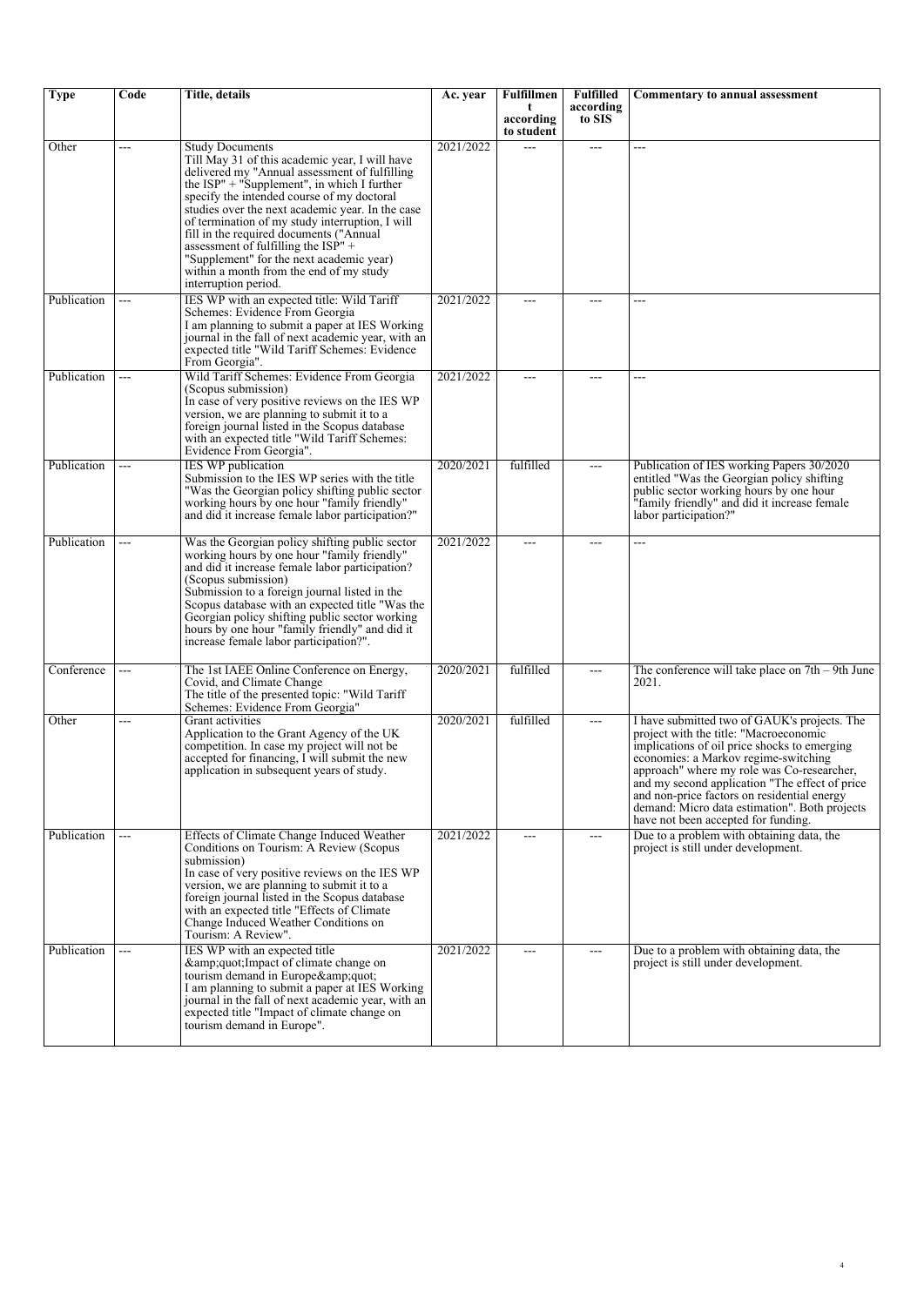| Type | Code | Title, details | Ac. year | Fulfillment according to student | Fulfilled according to SIS | Commentary to annual assessment |
| --- | --- | --- | --- | --- | --- | --- |
| Other | --- | Study Documents<br>Till May 31 of this academic year, I will have delivered my "Annual assessment of fulfilling the ISP" + "Supplement", in which I further specify the intended course of my doctoral studies over the next academic year. In the case of termination of my study interruption, I will fill in the required documents ("Annual assessment of fulfilling the ISP" + "Supplement" for the next academic year) within a month from the end of my study interruption period. | 2021/2022 | --- | --- | --- |
| Publication | --- | IES WP with an expected title: Wild Tariff Schemes: Evidence From Georgia<br>I am planning to submit a paper at IES Working journal in the fall of next academic year, with an expected title "Wild Tariff Schemes: Evidence From Georgia". | 2021/2022 | --- | --- | --- |
| Publication | --- | Wild Tariff Schemes: Evidence From Georgia (Scopus submission)<br>In case of very positive reviews on the IES WP version, we are planning to submit it to a foreign journal listed in the Scopus database with an expected title "Wild Tariff Schemes: Evidence From Georgia". | 2021/2022 | --- | --- | --- |
| Publication | --- | IES WP publication<br>Submission to the IES WP series with the title "Was the Georgian policy shifting public sector working hours by one hour "family friendly" and did it increase female labor participation?" | 2020/2021 | fulfilled | --- | Publication of IES working Papers 30/2020 entitled "Was the Georgian policy shifting public sector working hours by one hour "family friendly" and did it increase female labor participation?" |
| Publication | --- | Was the Georgian policy shifting public sector working hours by one hour "family friendly" and did it increase female labor participation? (Scopus submission)<br>Submission to a foreign journal listed in the Scopus database with an expected title "Was the Georgian policy shifting public sector working hours by one hour "family friendly" and did it increase female labor participation?". | 2021/2022 | --- | --- | --- |
| Conference | --- | The 1st IAEE Online Conference on Energy, Covid, and Climate Change<br>The title of the presented topic: "Wild Tariff Schemes: Evidence From Georgia" | 2020/2021 | fulfilled | --- | The conference will take place on 7th – 9th June 2021. |
| Other | --- | Grant activities<br>Application to the Grant Agency of the UK competition. In case my project will not be accepted for financing, I will submit the new application in subsequent years of study. | 2020/2021 | fulfilled | --- | I have submitted two of GAUK's projects. The project with the title: "Macroeconomic implications of oil price shocks to emerging economies: a Markov regime-switching approach" where my role was Co-researcher, and my second application "The effect of price and non-price factors on residential energy demand: Micro data estimation". Both projects have not been accepted for funding. |
| Publication | --- | Effects of Climate Change Induced Weather Conditions on Tourism: A Review (Scopus submission)<br>In case of very positive reviews on the IES WP version, we are planning to submit it to a foreign journal listed in the Scopus database with an expected title "Effects of Climate Change Induced Weather Conditions on Tourism: A Review". | 2021/2022 | --- | --- | Due to a problem with obtaining data, the project is still under development. |
| Publication | --- | IES WP with an expected title &amp;quot;Impact of climate change on tourism demand in Europe&amp;quot;<br>I am planning to submit a paper at IES Working journal in the fall of next academic year, with an expected title "Impact of climate change on tourism demand in Europe". | 2021/2022 | --- | --- | Due to a problem with obtaining data, the project is still under development. |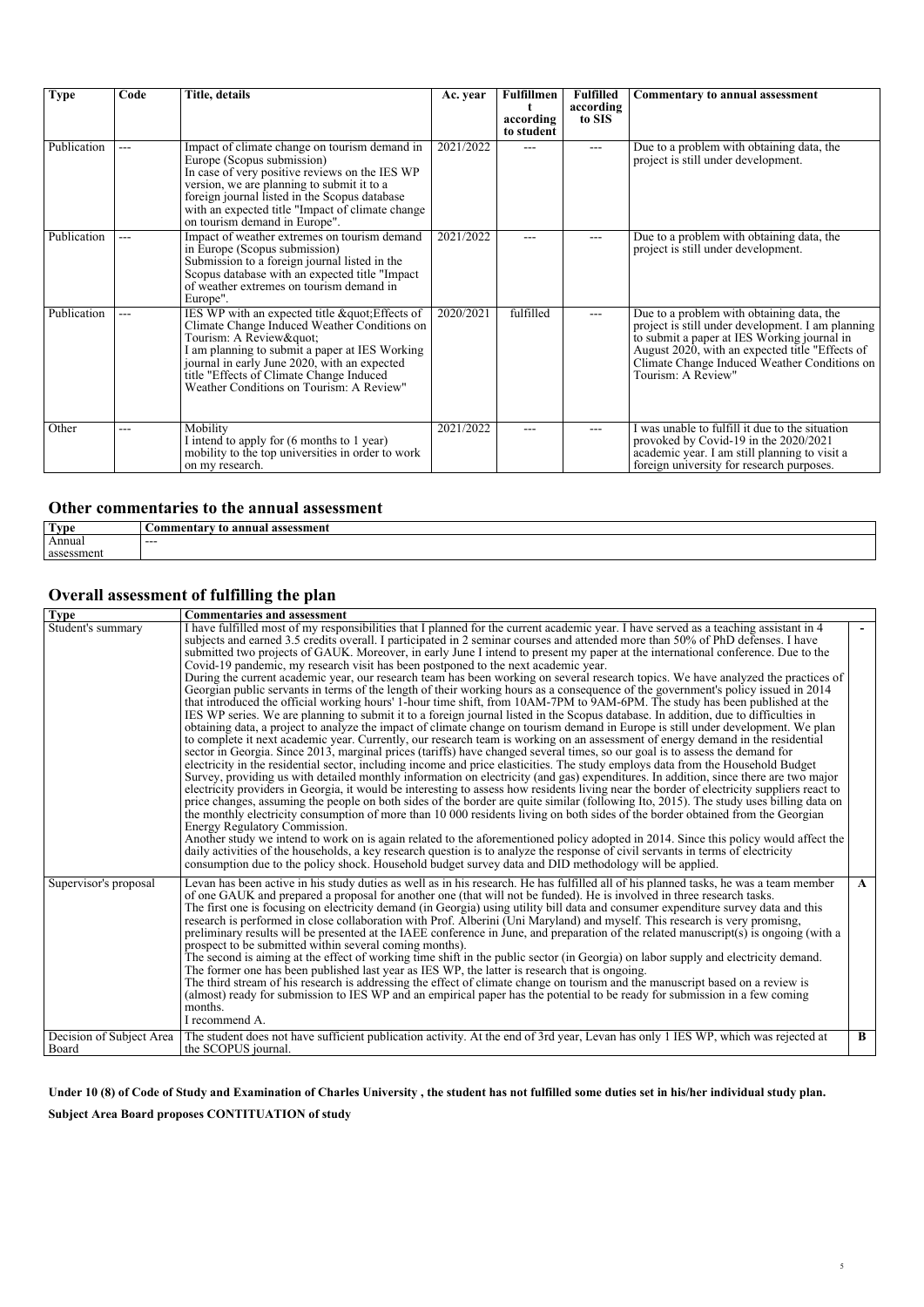| Type | Code | Title, details | Ac. year | Fulfillment according to student | Fulfilled according to SIS | Commentary to annual assessment |
|---|---|---|---|---|---|---|
| Publication | --- | Impact of climate change on tourism demand in Europe (Scopus submission)<br>In case of very positive reviews on the IES WP version, we are planning to submit it to a foreign journal listed in the Scopus database with an expected title "Impact of climate change on tourism demand in Europe". | 2021/2022 | --- | --- | Due to a problem with obtaining data, the project is still under development. |
| Publication | --- | Impact of weather extremes on tourism demand in Europe (Scopus submission)<br>Submission to a foreign journal listed in the Scopus database with an expected title "Impact of weather extremes on tourism demand in Europe". | 2021/2022 | --- | --- | Due to a problem with obtaining data, the project is still under development. |
| Publication | --- | IES WP with an expected title &quot;Effects of Climate Change Induced Weather Conditions on Tourism: A Review&quot;<br>I am planning to submit a paper at IES Working journal in early June 2020, with an expected title "Effects of Climate Change Induced Weather Conditions on Tourism: A Review" | 2020/2021 | fulfilled | --- | Due to a problem with obtaining data, the project is still under development. I am planning to submit a paper at IES Working journal in August 2020, with an expected title "Effects of Climate Change Induced Weather Conditions on Tourism: A Review" |
| Other | --- | Mobility<br>I intend to apply for (6 months to 1 year) mobility to the top universities in order to work on my research. | 2021/2022 | --- | --- | I was unable to fulfill it due to the situation provoked by Covid-19 in the 2020/2021 academic year. I am still planning to visit a foreign university for research purposes. |

## Other commentaries to the annual assessment

| Type | Commentary to annual assessment |
|---|---|
| Annual assessment | --- |

## Overall assessment of fulfilling the plan

| Type | Commentaries and assessment | |
|---|---|---|
| Student's summary | I have fulfilled most of my responsibilities that I planned for the current academic year. I have served as a teaching assistant in 4 subjects and earned 3.5 credits overall. I participated in 2 seminar courses and attended more than 50% of PhD defenses. I have submitted two projects of GAUK. Moreover, in early June I intend to present my paper at the international conference. Due to the Covid-19 pandemic, my research visit has been postponed to the next academic year.<br>During the current academic year, our research team has been working on several research topics. We have analyzed the practices of Georgian public servants in terms of the length of their working hours as a consequence of the government's policy issued in 2014 that introduced the official working hours' 1-hour time shift, from 10AM-7PM to 9AM-6PM. The study has been published at the IES WP series. We are planning to submit it to a foreign journal listed in the Scopus database. In addition, due to difficulties in obtaining data, a project to analyze the impact of climate change on tourism demand in Europe is still under development. We plan to complete it next academic year. Currently, our research team is working on an assessment of energy demand in the residential sector in Georgia. Since 2013, marginal prices (tariffs) have changed several times, so our goal is to assess the demand for electricity in the residential sector, including income and price elasticities. The study employs data from the Household Budget Survey, providing us with detailed monthly information on electricity (and gas) expenditures. In addition, since there are two major electricity providers in Georgia, it would be interesting to assess how residents living near the border of electricity suppliers react to price changes, assuming the people on both sides of the border are quite similar (following Ito, 2015). The study uses billing data on the monthly electricity consumption of more than 10 000 residents living on both sides of the border obtained from the Georgian Energy Regulatory Commission.<br>Another study we intend to work on is again related to the aforementioned policy adopted in 2014. Since this policy would affect the daily activities of the households, a key research question is to analyze the response of civil servants in terms of electricity consumption due to the policy shock. Household budget survey data and DID methodology will be applied. | - |
| Supervisor's proposal | Levan has been active in his study duties as well as in his research. He has fulfilled all of his planned tasks, he was a team member of one GAUK and prepared a proposal for another one (that will not be funded). He is involved in three research tasks.<br>The first one is focusing on electricity demand (in Georgia) using utility bill data and consumer expenditure survey data and this research is performed in close collaboration with Prof. Alberini (Uni Maryland) and myself. This research is very promisng, preliminary results will be presented at the IAEE conference in June, and preparation of the related manuscript(s) is ongoing (with a prospect to be submitted within several coming months).<br>The second is aiming at the effect of working time shift in the public sector (in Georgia) on labor supply and electricity demand. The former one has been published last year as IES WP, the latter is research that is ongoing.<br>The third stream of his research is addressing the effect of climate change on tourism and the manuscript based on a review is (almost) ready for submission to IES WP and an empirical paper has the potential to be ready for submission in a few coming months.<br>I recommend A. | A |
| Decision of Subject Area Board | The student does not have sufficient publication activity. At the end of 3rd year, Levan has only 1 IES WP, which was rejected at the SCOPUS journal. | B |

**Under 10 (8) of Code of Study and Examination of Charles University , the student has not fulfilled some duties set in his/her individual study plan.**

**Subject Area Board proposes CONTITUATION of study**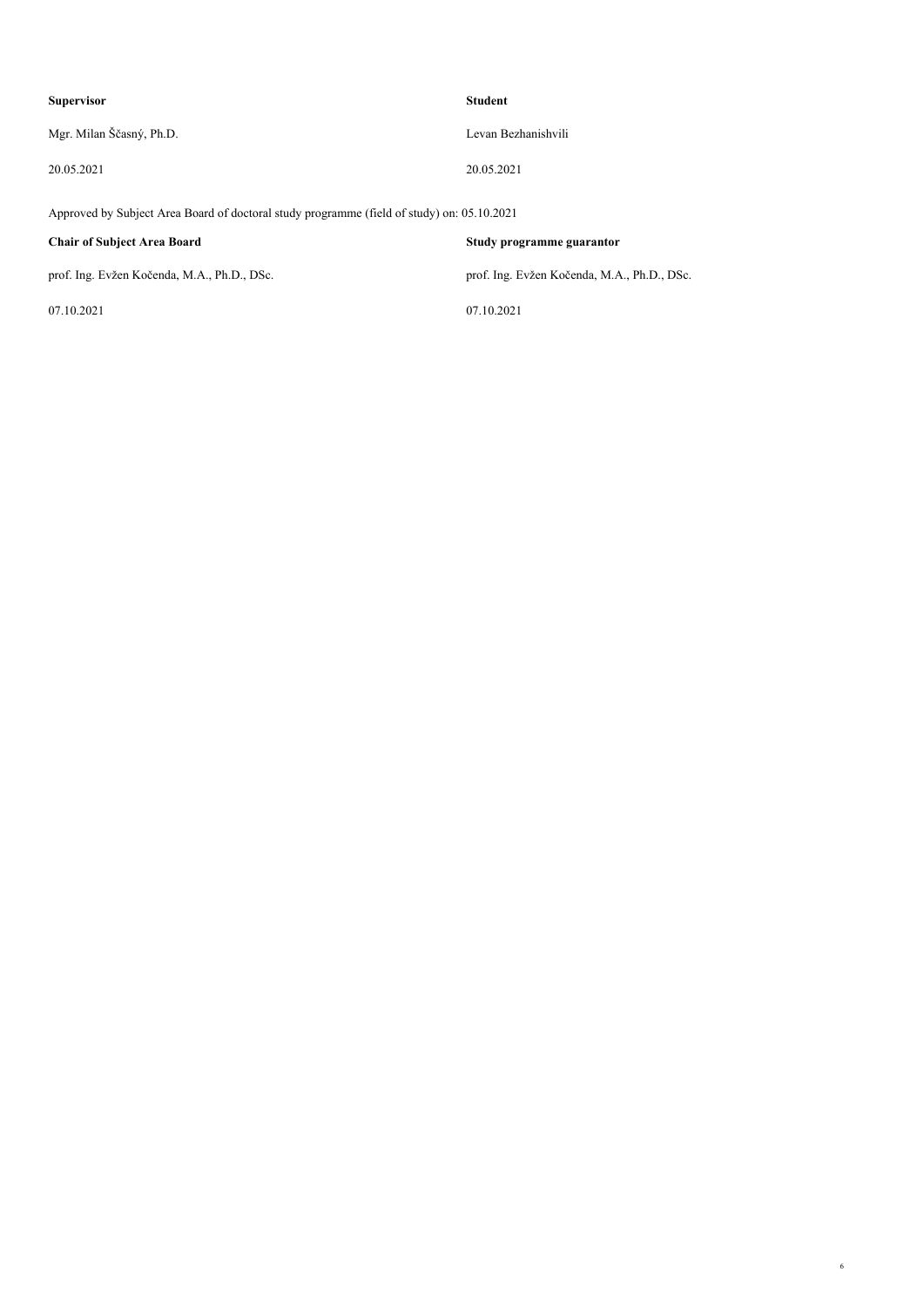| **Supervisor** | **Student** |
| --- | --- |
| Mgr. Milan Ščasný, Ph.D. | Levan Bezhanishvili |
| 20.05.2021 | 20.05.2021 |

Approved by Subject Area Board of doctoral study programme (field of study) on: 05.10.2021

| **Chair of Subject Area Board** | **Study programme guarantor** |
| --- | --- |
| prof. Ing. Evžen Kočenda, M.A., Ph.D., DSc. | prof. Ing. Evžen Kočenda, M.A., Ph.D., DSc. |
| 07.10.2021 | 07.10.2021 |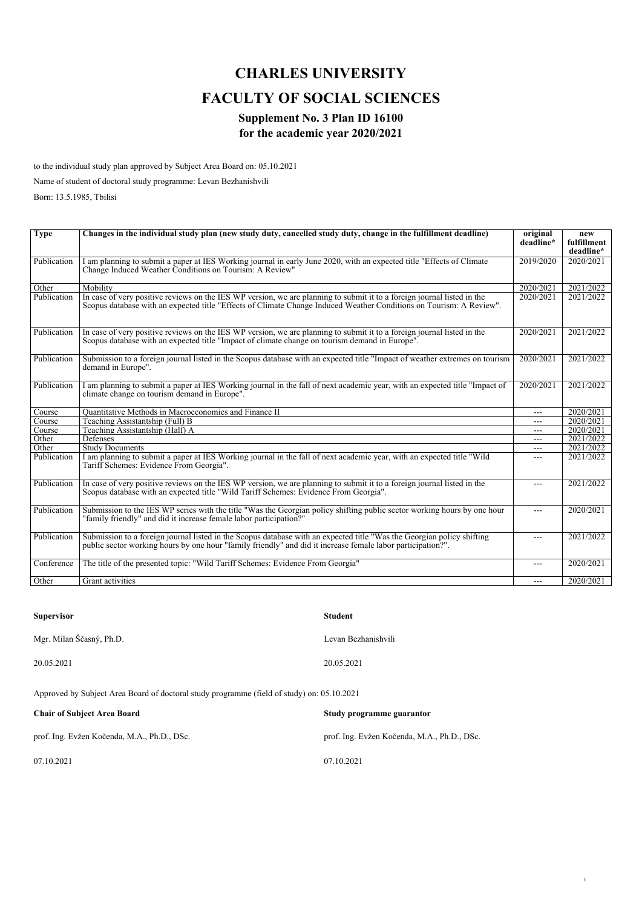# CHARLES UNIVERSITY

# FACULTY OF SOCIAL SCIENCES

### Supplement No. 3 Plan ID 16100
### for the academic year 2020/2021

to the individual study plan approved by Subject Area Board on: 05.10.2021

Name of student of doctoral study programme: Levan Bezhanishvili

Born: 13.5.1985, Tbilisi

| Type | Changes in the individual study plan (new study duty, cancelled study duty, change in the fulfillment deadline) | original deadline* | new fulfillment deadline* |
|---|---|---|---|
| Publication | I am planning to submit a paper at IES Working journal in early June 2020, with an expected title "Effects of Climate Change Induced Weather Conditions on Tourism: A Review" | 2019/2020 | 2020/2021 |
| Other | Mobility | 2020/2021 | 2021/2022 |
| Publication | In case of very positive reviews on the IES WP version, we are planning to submit it to a foreign journal listed in the Scopus database with an expected title "Effects of Climate Change Induced Weather Conditions on Tourism: A Review". | 2020/2021 | 2021/2022 |
| Publication | In case of very positive reviews on the IES WP version, we are planning to submit it to a foreign journal listed in the Scopus database with an expected title "Impact of climate change on tourism demand in Europe". | 2020/2021 | 2021/2022 |
| Publication | Submission to a foreign journal listed in the Scopus database with an expected title "Impact of weather extremes on tourism demand in Europe". | 2020/2021 | 2021/2022 |
| Publication | I am planning to submit a paper at IES Working journal in the fall of next academic year, with an expected title "Impact of climate change on tourism demand in Europe". | 2020/2021 | 2021/2022 |
| Course | Quantitative Methods in Macroeconomics and Finance II | --- | 2020/2021 |
| Course | Teaching Assistantship (Full) B | --- | 2020/2021 |
| Course | Teaching Assistantship (Half) A | --- | 2020/2021 |
| Other | Defenses | --- | 2021/2022 |
| Other | Study Documents | --- | 2021/2022 |
| Publication | I am planning to submit a paper at IES Working journal in the fall of next academic year, with an expected title "Wild Tariff Schemes: Evidence From Georgia". | --- | 2021/2022 |
| Publication | In case of very positive reviews on the IES WP version, we are planning to submit it to a foreign journal listed in the Scopus database with an expected title "Wild Tariff Schemes: Evidence From Georgia". | --- | 2021/2022 |
| Publication | Submission to the IES WP series with the title "Was the Georgian policy shifting public sector working hours by one hour "family friendly" and did it increase female labor participation?" | --- | 2020/2021 |
| Publication | Submission to a foreign journal listed in the Scopus database with an expected title "Was the Georgian policy shifting public sector working hours by one hour "family friendly" and did it increase female labor participation?". | --- | 2021/2022 |
| Conference | The title of the presented topic: "Wild Tariff Schemes: Evidence From Georgia" | --- | 2020/2021 |
| Other | Grant activities | --- | 2020/2021 |

**Supervisor**

Mgr. Milan Ščasný, Ph.D.

20.05.2021

**Student**

Levan Bezhanishvili

20.05.2021

Approved by Subject Area Board of doctoral study programme (field of study) on: 05.10.2021

**Chair of Subject Area Board**

prof. Ing. Evžen Kočenda, M.A., Ph.D., DSc.

07.10.2021

**Study programme guarantor**

prof. Ing. Evžen Kočenda, M.A., Ph.D., DSc.

07.10.2021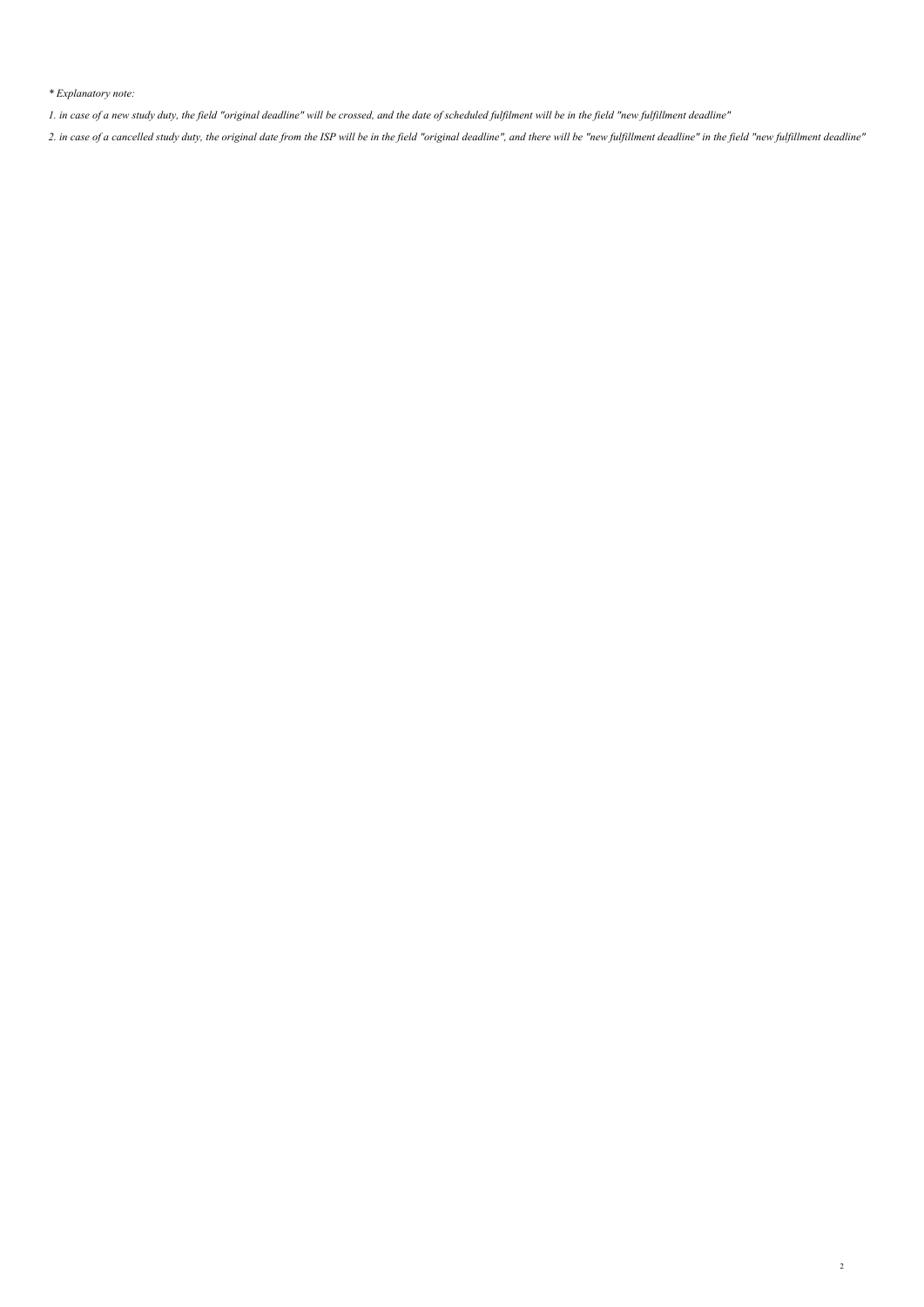*\* Explanatory note:*

*1. in case of a new study duty, the field "original deadline" will be crossed, and the date of scheduled fulfilment will be in the field "new fulfillment deadline"*

*2. in case of a cancelled study duty, the original date from the ISP will be in the field "original deadline", and there will be "new fulfillment deadline" in the field "new fulfillment deadline"*